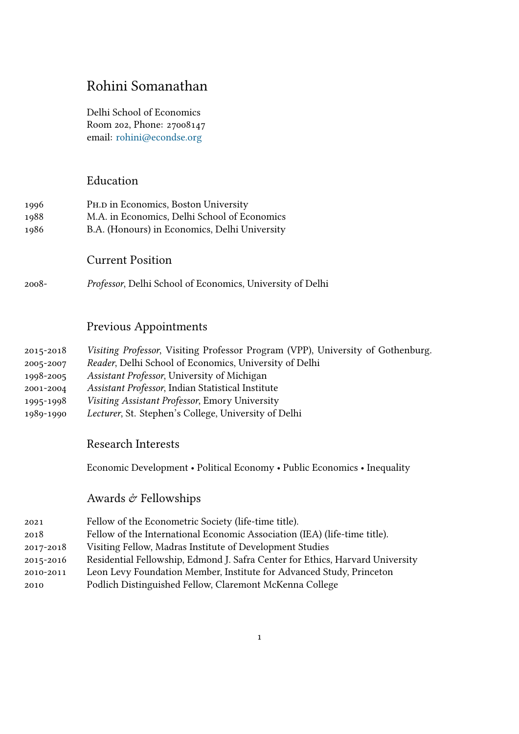# Rohini Somanathan

Delhi School of Economics
Room 202, Phone: 27008147
email: rohini@econdse.org

## Education

| | |
|---|---|
| 1996 | Ph.D in Economics, Boston University |
| 1988 | M.A. in Economics, Delhi School of Economics |
| 1986 | B.A. (Honours) in Economics, Delhi University |

## Current Position

| | |
|---|---|
| 2008- | *Professor*, Delhi School of Economics, University of Delhi |

## Previous Appointments

| | |
|---|---|
| 2015-2018 | *Visiting Professor*, Visiting Professor Program (VPP), University of Gothenburg. |
| 2005-2007 | *Reader*, Delhi School of Economics, University of Delhi |
| 1998-2005 | *Assistant Professor*, University of Michigan |
| 2001-2004 | *Assistant Professor*, Indian Statistical Institute |
| 1995-1998 | *Visiting Assistant Professor*, Emory University |
| 1989-1990 | *Lecturer*, St. Stephen's College, University of Delhi |

## Research Interests

Economic Development • Political Economy • Public Economics • Inequality

## Awards & Fellowships

| | |
|---|---|
| 2021 | Fellow of the Econometric Society (life-time title). |
| 2018 | Fellow of the International Economic Association (IEA) (life-time title). |
| 2017-2018 | Visiting Fellow, Madras Institute of Development Studies |
| 2015-2016 | Residential Fellowship, Edmond J. Safra Center for Ethics, Harvard University |
| 2010-2011 | Leon Levy Foundation Member, Institute for Advanced Study, Princeton |
| 2010 | Podlich Distinguished Fellow, Claremont McKenna College |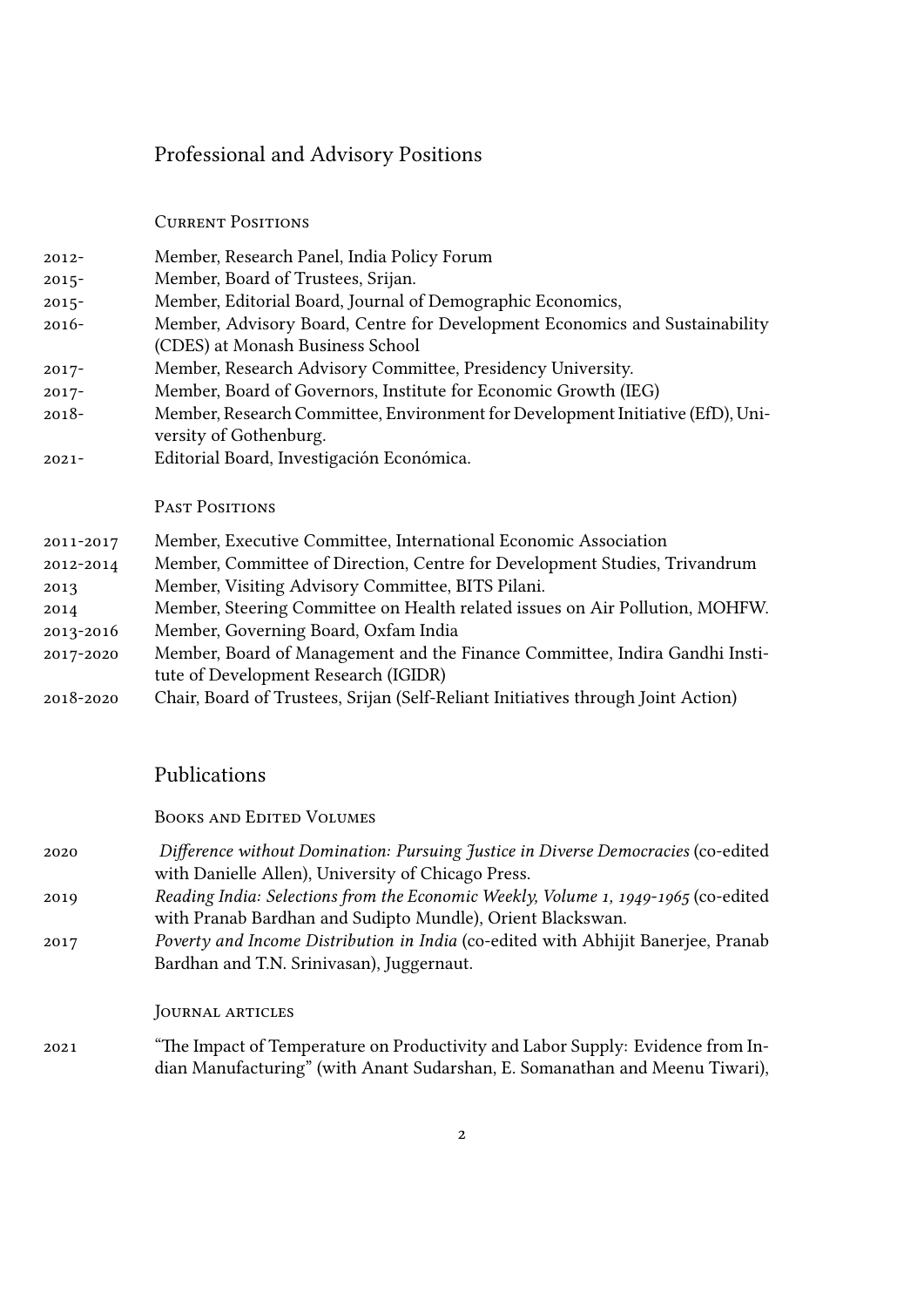## Professional and Advisory Positions

### Current Positions

2012- Member, Research Panel, India Policy Forum

2015- Member, Board of Trustees, Srijan.

2015- Member, Editorial Board, Journal of Demographic Economics,

2016- Member, Advisory Board, Centre for Development Economics and Sustainability (CDES) at Monash Business School

2017- Member, Research Advisory Committee, Presidency University.

2017- Member, Board of Governors, Institute for Economic Growth (IEG)

2018- Member, Research Committee, Environment for Development Initiative (EfD), University of Gothenburg.

2021- Editorial Board, Investigación Económica.

### Past Positions

2011-2017 Member, Executive Committee, International Economic Association

2012-2014 Member, Committee of Direction, Centre for Development Studies, Trivandrum

2013 Member, Visiting Advisory Committee, BITS Pilani.

2014 Member, Steering Committee on Health related issues on Air Pollution, MOHFW.

2013-2016 Member, Governing Board, Oxfam India

2017-2020 Member, Board of Management and the Finance Committee, Indira Gandhi Institute of Development Research (IGIDR)

2018-2020 Chair, Board of Trustees, Srijan (Self-Reliant Initiatives through Joint Action)

## Publications

### Books and Edited Volumes

2020 *Difference without Domination: Pursuing Justice in Diverse Democracies* (co-edited with Danielle Allen), University of Chicago Press.

2019 *Reading India: Selections from the Economic Weekly, Volume 1, 1949-1965* (co-edited with Pranab Bardhan and Sudipto Mundle), Orient Blackswan.

2017 *Poverty and Income Distribution in India* (co-edited with Abhijit Banerjee, Pranab Bardhan and T.N. Srinivasan), Juggernaut.

### Journal articles

2021 "The Impact of Temperature on Productivity and Labor Supply: Evidence from Indian Manufacturing" (with Anant Sudarshan, E. Somanathan and Meenu Tiwari),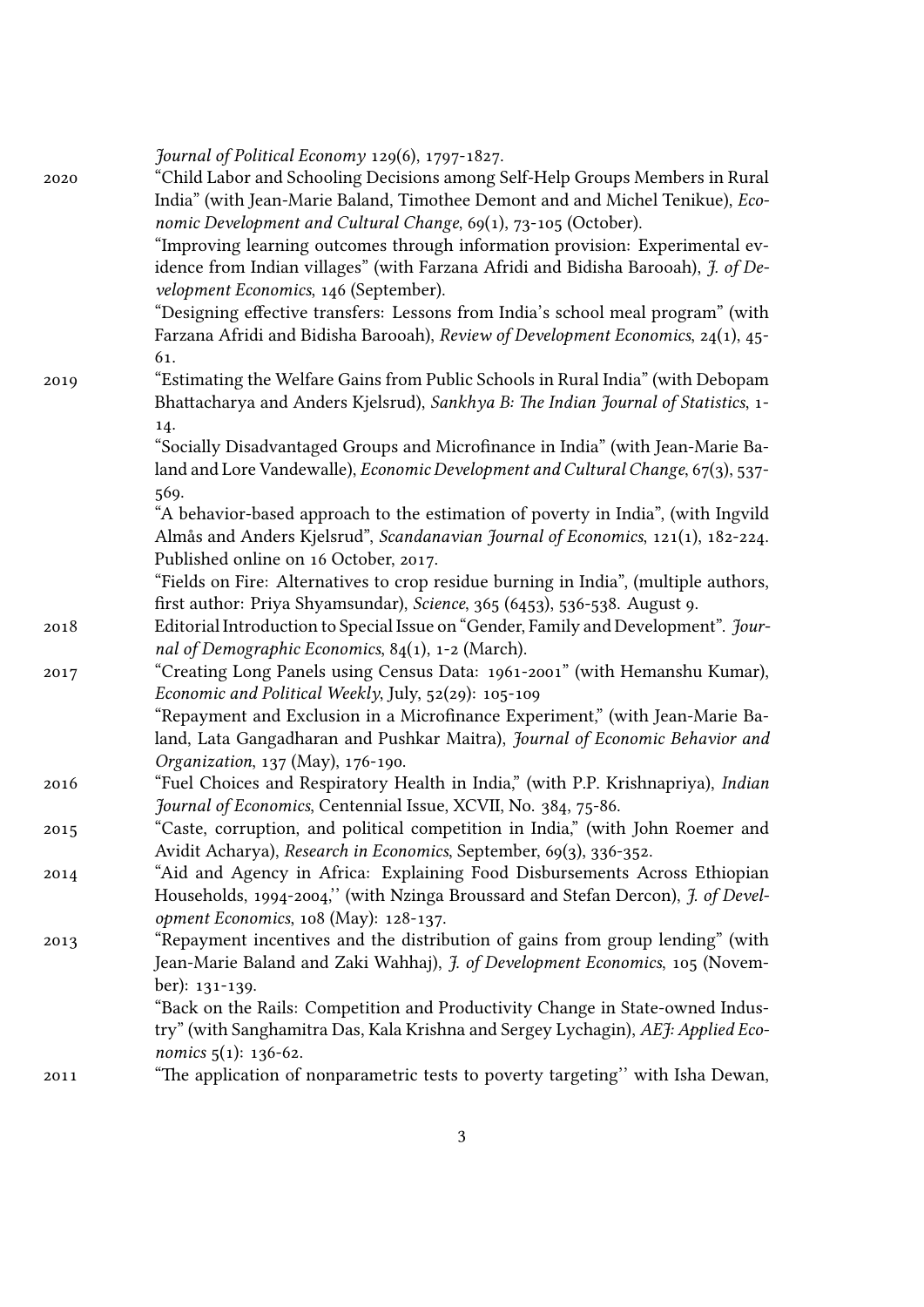*Journal of Political Economy* 129(6), 1797-1827.

2020 "Child Labor and Schooling Decisions among Self-Help Groups Members in Rural India" (with Jean-Marie Baland, Timothee Demont and and Michel Tenikue), *Economic Development and Cultural Change*, 69(1), 73-105 (October).

"Improving learning outcomes through information provision: Experimental evidence from Indian villages" (with Farzana Afridi and Bidisha Barooah), *J. of Development Economics*, 146 (September).

"Designing effective transfers: Lessons from India's school meal program" (with Farzana Afridi and Bidisha Barooah), *Review of Development Economics*, 24(1), 45-61.

2019 "Estimating the Welfare Gains from Public Schools in Rural India" (with Debopam Bhattacharya and Anders Kjelsrud), *Sankhya B: The Indian Journal of Statistics*, 1-14.

"Socially Disadvantaged Groups and Microfinance in India" (with Jean-Marie Baland and Lore Vandewalle), *Economic Development and Cultural Change*, 67(3), 537-569.

"A behavior-based approach to the estimation of poverty in India", (with Ingvild Almås and Anders Kjelsrud", *Scandanavian Journal of Economics*, 121(1), 182-224. Published online on 16 October, 2017.

"Fields on Fire: Alternatives to crop residue burning in India", (multiple authors, first author: Priya Shyamsundar), *Science*, 365 (6453), 536-538. August 9.

2018 Editorial Introduction to Special Issue on "Gender, Family and Development". *Journal of Demographic Economics*, 84(1), 1-2 (March).

2017 "Creating Long Panels using Census Data: 1961-2001" (with Hemanshu Kumar), *Economic and Political Weekly*, July, 52(29): 105-109

"Repayment and Exclusion in a Microfinance Experiment," (with Jean-Marie Baland, Lata Gangadharan and Pushkar Maitra), *Journal of Economic Behavior and Organization*, 137 (May), 176-190.

2016 "Fuel Choices and Respiratory Health in India," (with P.P. Krishnapriya), *Indian Journal of Economics*, Centennial Issue, XCVII, No. 384, 75-86.

2015 "Caste, corruption, and political competition in India," (with John Roemer and Avidit Acharya), *Research in Economics*, September, 69(3), 336-352.

2014 "Aid and Agency in Africa: Explaining Food Disbursements Across Ethiopian Households, 1994-2004,'' (with Nzinga Broussard and Stefan Dercon), *J. of Development Economics*, 108 (May): 128-137.

2013 "Repayment incentives and the distribution of gains from group lending" (with Jean-Marie Baland and Zaki Wahhaj), *J. of Development Economics*, 105 (November): 131-139.

"Back on the Rails: Competition and Productivity Change in State-owned Industry" (with Sanghamitra Das, Kala Krishna and Sergey Lychagin), *AEJ: Applied Economics* 5(1): 136-62.

2011 "The application of nonparametric tests to poverty targeting'' with Isha Dewan,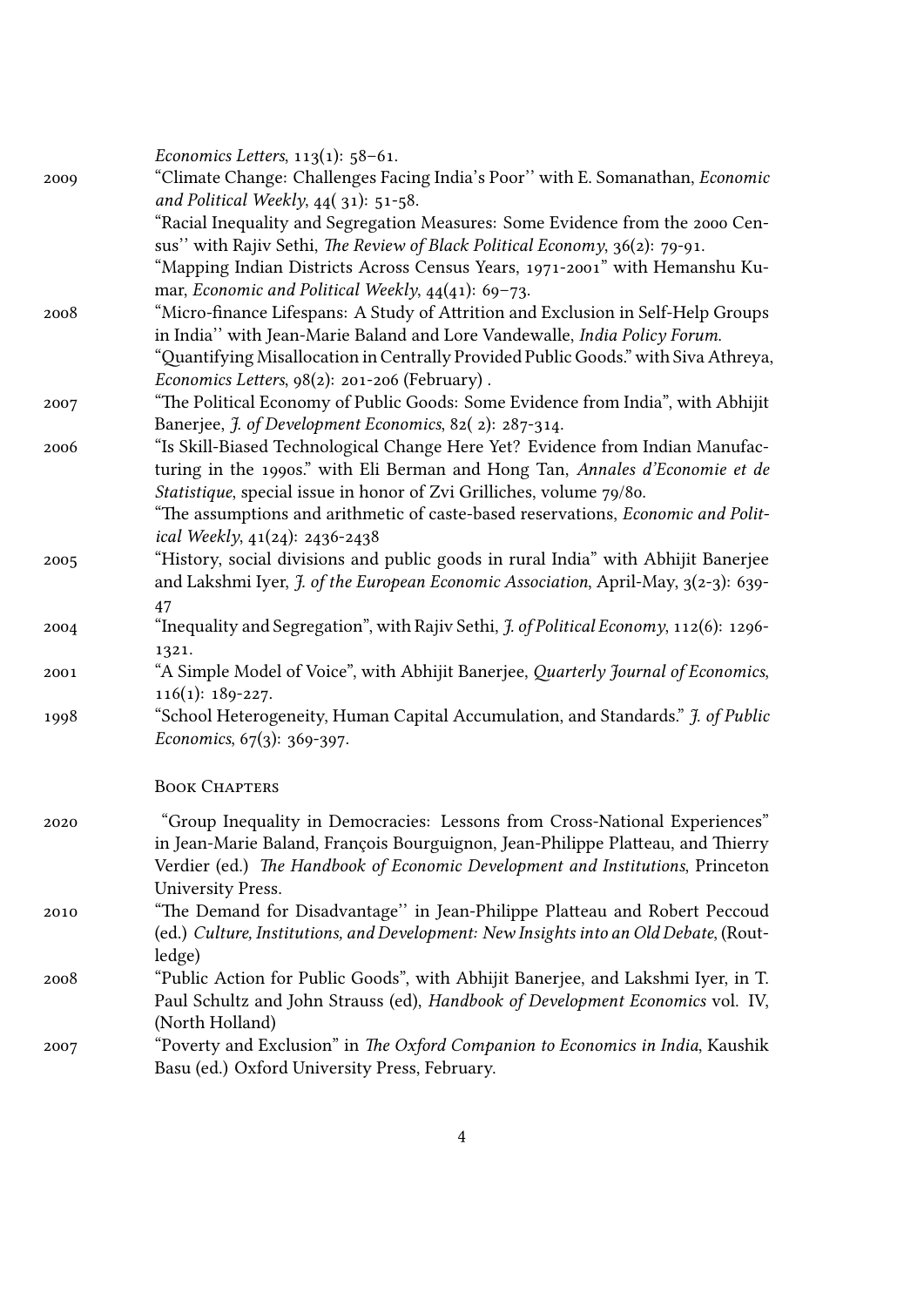*Economics Letters*, 113(1): 58–61.

2009 "Climate Change: Challenges Facing India's Poor'' with E. Somanathan, *Economic and Political Weekly*, 44( 31): 51-58.

"Racial Inequality and Segregation Measures: Some Evidence from the 2000 Census'' with Rajiv Sethi, *The Review of Black Political Economy*, 36(2): 79-91.

"Mapping Indian Districts Across Census Years, 1971-2001" with Hemanshu Kumar, *Economic and Political Weekly*, 44(41): 69–73.

2008 "Micro-finance Lifespans: A Study of Attrition and Exclusion in Self-Help Groups in India'' with Jean-Marie Baland and Lore Vandewalle, *India Policy Forum*.

"Quantifying Misallocation in Centrally Provided Public Goods." with Siva Athreya, *Economics Letters*, 98(2): 201-206 (February) .

2007 "The Political Economy of Public Goods: Some Evidence from India", with Abhijit Banerjee, *J. of Development Economics*, 82( 2): 287-314.

2006 "Is Skill-Biased Technological Change Here Yet? Evidence from Indian Manufacturing in the 1990s." with Eli Berman and Hong Tan, *Annales d'Economie et de Statistique*, special issue in honor of Zvi Grilliches, volume 79/80.

"The assumptions and arithmetic of caste-based reservations, *Economic and Political Weekly*, 41(24): 2436-2438

2005 "History, social divisions and public goods in rural India" with Abhijit Banerjee and Lakshmi Iyer, *J. of the European Economic Association*, April-May, 3(2-3): 639-47

2004 "Inequality and Segregation", with Rajiv Sethi, *J. of Political Economy*, 112(6): 1296-1321.

2001 "A Simple Model of Voice", with Abhijit Banerjee, *Quarterly Journal of Economics*, 116(1): 189-227.

1998 "School Heterogeneity, Human Capital Accumulation, and Standards." *J. of Public Economics*, 67(3): 369-397.

## Book Chapters

2020 "Group Inequality in Democracies: Lessons from Cross-National Experiences" in Jean-Marie Baland, François Bourguignon, Jean-Philippe Platteau, and Thierry Verdier (ed.) *The Handbook of Economic Development and Institutions*, Princeton University Press.

2010 "The Demand for Disadvantage'' in Jean-Philippe Platteau and Robert Peccoud (ed.) *Culture, Institutions, and Development: New Insights into an Old Debate*, (Routledge)

2008 "Public Action for Public Goods", with Abhijit Banerjee, and Lakshmi Iyer, in T. Paul Schultz and John Strauss (ed), *Handbook of Development Economics* vol. IV, (North Holland)

2007 "Poverty and Exclusion" in *The Oxford Companion to Economics in India*, Kaushik Basu (ed.) Oxford University Press, February.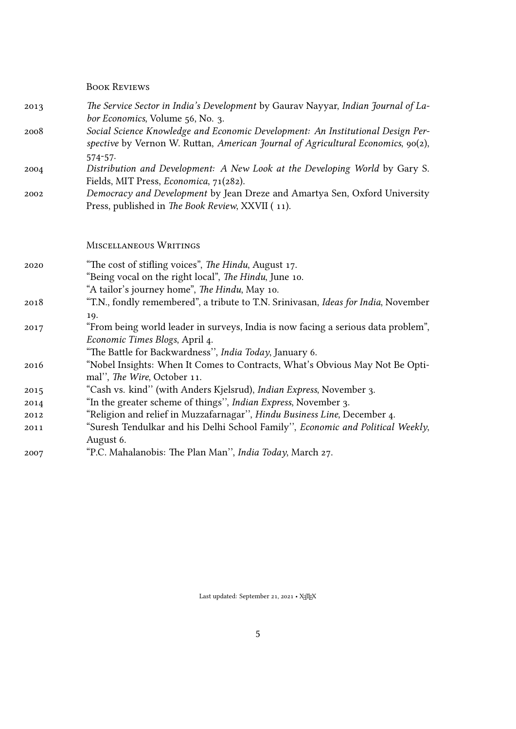### Book Reviews

2013 — *The Service Sector in India's Development* by Gaurav Nayyar, *Indian Journal of Labor Economics*, Volume 56, No. 3.

2008 — *Social Science Knowledge and Economic Development: An Institutional Design Perspective* by Vernon W. Ruttan, *American Journal of Agricultural Economics*, 90(2), 574-57.

2004 — *Distribution and Development: A New Look at the Developing World* by Gary S. Fields, MIT Press, *Economica*, 71(282).

2002 — *Democracy and Development* by Jean Dreze and Amartya Sen, Oxford University Press, published in *The Book Review*, XXVII ( 11).

### Miscellaneous Writings

2020 — "The cost of stifling voices", *The Hindu*, August 17.
"Being vocal on the right local", *The Hindu*, June 10.
"A tailor's journey home", *The Hindu*, May 10.

2018 — "T.N., fondly remembered", a tribute to T.N. Srinivasan, *Ideas for India*, November 19.

2017 — "From being world leader in surveys, India is now facing a serious data problem", *Economic Times Blogs*, April 4.
"The Battle for Backwardness'', *India Today*, January 6.

2016 — "Nobel Insights: When It Comes to Contracts, What's Obvious May Not Be Optimal'', *The Wire*, October 11.

2015 — "Cash vs. kind'' (with Anders Kjelsrud), *Indian Express*, November 3.

2014 — "In the greater scheme of things'', *Indian Express*, November 3.

2012 — "Religion and relief in Muzzafarnagar'', *Hindu Business Line*, December 4.

2011 — "Suresh Tendulkar and his Delhi School Family'', *Economic and Political Weekly*, August 6.

2007 — "P.C. Mahalanobis: The Plan Man'', *India Today*, March 27.

Last updated: September 21, 2021 • XeTeX